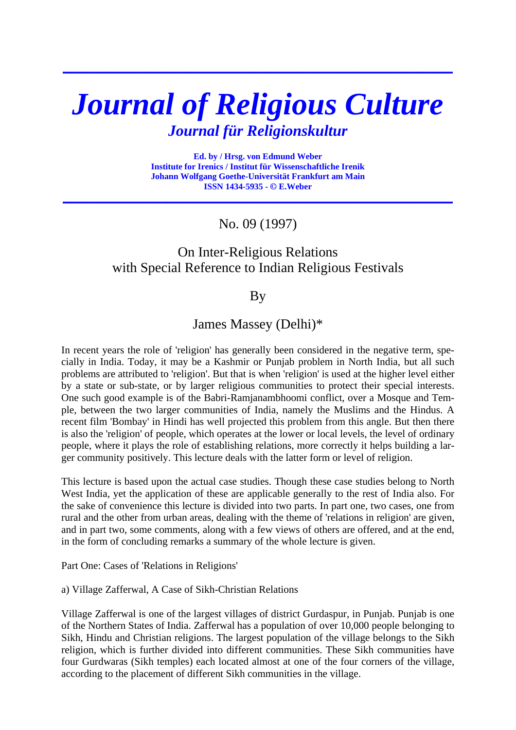# Journal of Religious Culture

## Journal für Religionskultur

**Ed. by / Hrsg. von Edmund Weber**
**Institute for Irenics / Institut für Wissenschaftliche Irenik**
**Johann Wolfgang Goethe-Universität Frankfurt am Main**
**ISSN 1434-5935 - © E.Weber**

---

No. 09 (1997)

## On Inter-Religious Relations with Special Reference to Indian Religious Festivals

By

James Massey (Delhi)*

In recent years the role of 'religion' has generally been considered in the negative term, specially in India. Today, it may be a Kashmir or Punjab problem in North India, but all such problems are attributed to 'religion'. But that is when 'religion' is used at the higher level either by a state or sub-state, or by larger religious communities to protect their special interests. One such good example is of the Babri-Ramjanambhoomi conflict, over a Mosque and Temple, between the two larger communities of India, namely the Muslims and the Hindus. A recent film 'Bombay' in Hindi has well projected this problem from this angle. But then there is also the 'religion' of people, which operates at the lower or local levels, the level of ordinary people, where it plays the role of establishing relations, more correctly it helps building a larger community positively. This lecture deals with the latter form or level of religion.

This lecture is based upon the actual case studies. Though these case studies belong to North West India, yet the application of these are applicable generally to the rest of India also. For the sake of convenience this lecture is divided into two parts. In part one, two cases, one from rural and the other from urban areas, dealing with the theme of 'relations in religion' are given, and in part two, some comments, along with a few views of others are offered, and at the end, in the form of concluding remarks a summary of the whole lecture is given.

Part One: Cases of 'Relations in Religions'

a) Village Zafferwal, A Case of Sikh-Christian Relations

Village Zafferwal is one of the largest villages of district Gurdaspur, in Punjab. Punjab is one of the Northern States of India. Zafferwal has a population of over 10,000 people belonging to Sikh, Hindu and Christian religions. The largest population of the village belongs to the Sikh religion, which is further divided into different communities. These Sikh communities have four Gurdwaras (Sikh temples) each located almost at one of the four corners of the village, according to the placement of different Sikh communities in the village.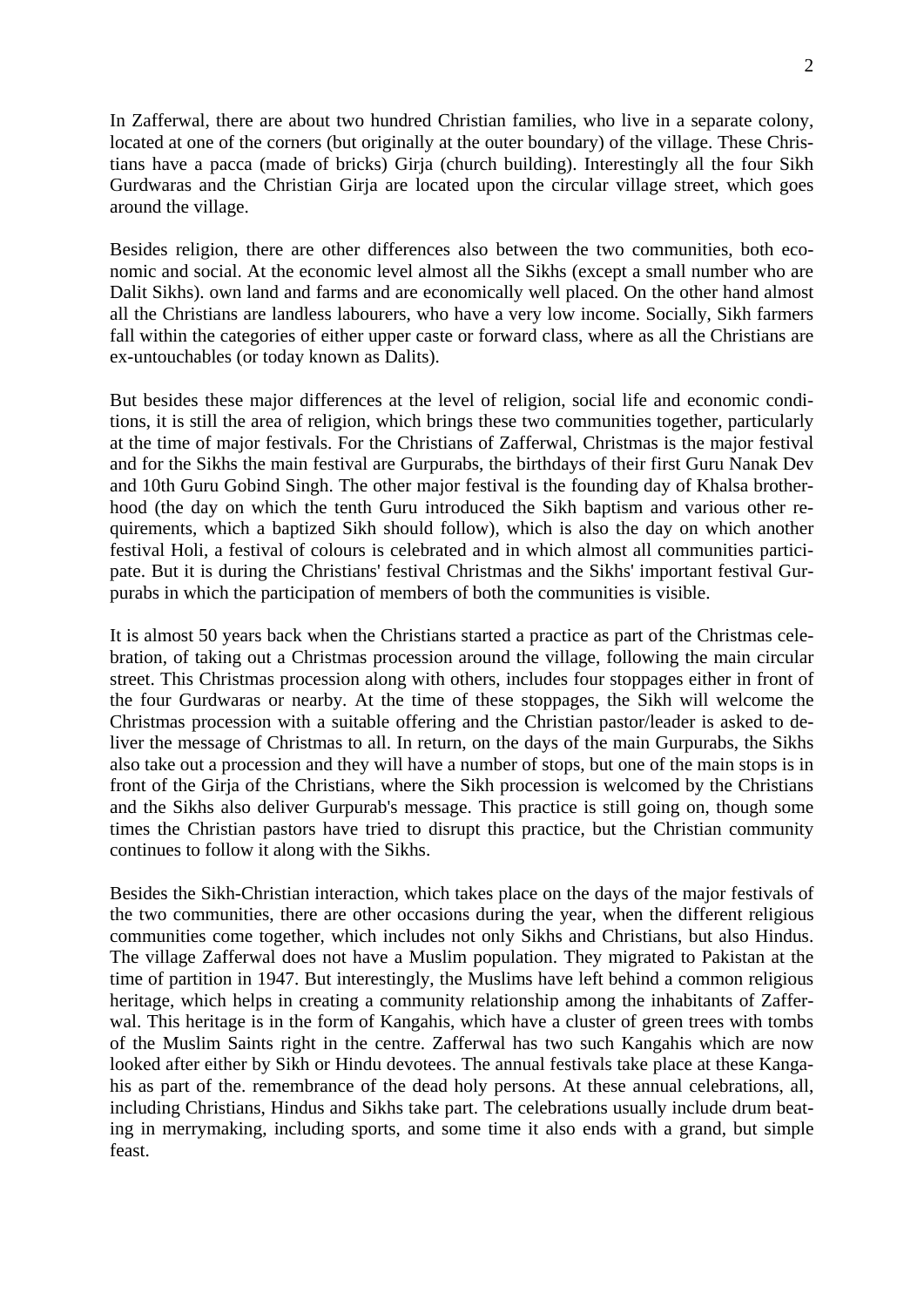In Zafferwal, there are about two hundred Christian families, who live in a separate colony, located at one of the corners (but originally at the outer boundary) of the village. These Christians have a pacca (made of bricks) Girja (church building). Interestingly all the four Sikh Gurdwaras and the Christian Girja are located upon the circular village street, which goes around the village.

Besides religion, there are other differences also between the two communities, both economic and social. At the economic level almost all the Sikhs (except a small number who are Dalit Sikhs). own land and farms and are economically well placed. On the other hand almost all the Christians are landless labourers, who have a very low income. Socially, Sikh farmers fall within the categories of either upper caste or forward class, where as all the Christians are ex-untouchables (or today known as Dalits).

But besides these major differences at the level of religion, social life and economic conditions, it is still the area of religion, which brings these two communities together, particularly at the time of major festivals. For the Christians of Zafferwal, Christmas is the major festival and for the Sikhs the main festival are Gurpurabs, the birthdays of their first Guru Nanak Dev and 10th Guru Gobind Singh. The other major festival is the founding day of Khalsa brotherhood (the day on which the tenth Guru introduced the Sikh baptism and various other requirements, which a baptized Sikh should follow), which is also the day on which another festival Holi, a festival of colours is celebrated and in which almost all communities participate. But it is during the Christians' festival Christmas and the Sikhs' important festival Gurpurabs in which the participation of members of both the communities is visible.

It is almost 50 years back when the Christians started a practice as part of the Christmas celebration, of taking out a Christmas procession around the village, following the main circular street. This Christmas procession along with others, includes four stoppages either in front of the four Gurdwaras or nearby. At the time of these stoppages, the Sikh will welcome the Christmas procession with a suitable offering and the Christian pastor/leader is asked to deliver the message of Christmas to all. In return, on the days of the main Gurpurabs, the Sikhs also take out a procession and they will have a number of stops, but one of the main stops is in front of the Girja of the Christians, where the Sikh procession is welcomed by the Christians and the Sikhs also deliver Gurpurab's message. This practice is still going on, though some times the Christian pastors have tried to disrupt this practice, but the Christian community continues to follow it along with the Sikhs.

Besides the Sikh-Christian interaction, which takes place on the days of the major festivals of the two communities, there are other occasions during the year, when the different religious communities come together, which includes not only Sikhs and Christians, but also Hindus. The village Zafferwal does not have a Muslim population. They migrated to Pakistan at the time of partition in 1947. But interestingly, the Muslims have left behind a common religious heritage, which helps in creating a community relationship among the inhabitants of Zafferwal. This heritage is in the form of Kangahis, which have a cluster of green trees with tombs of the Muslim Saints right in the centre. Zafferwal has two such Kangahis which are now looked after either by Sikh or Hindu devotees. The annual festivals take place at these Kangahis as part of the. remembrance of the dead holy persons. At these annual celebrations, all, including Christians, Hindus and Sikhs take part. The celebrations usually include drum beating in merrymaking, including sports, and some time it also ends with a grand, but simple feast.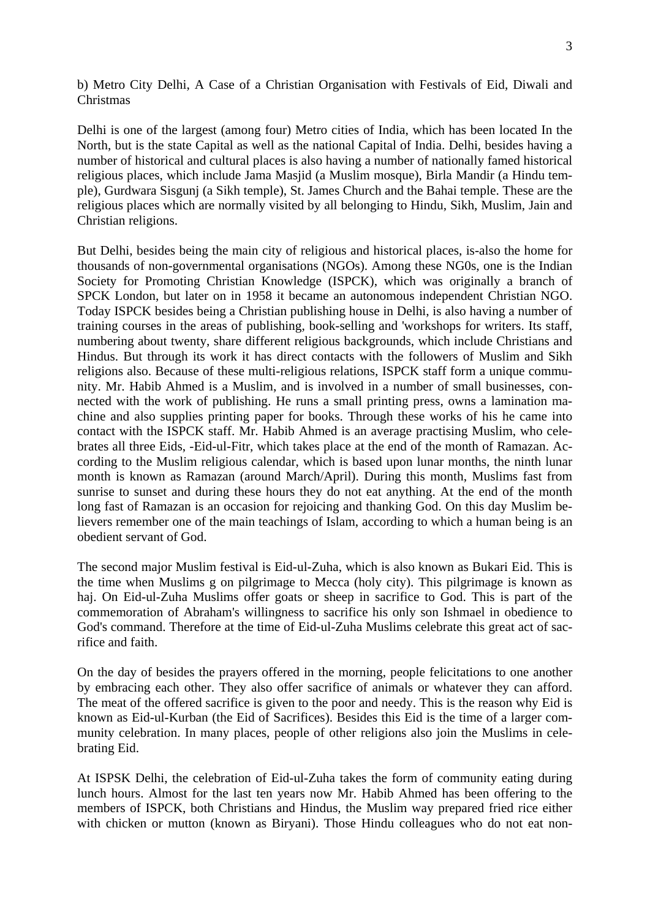b) Metro City Delhi, A Case of a Christian Organisation with Festivals of Eid, Diwali and Christmas

Delhi is one of the largest (among four) Metro cities of India, which has been located In the North, but is the state Capital as well as the national Capital of India. Delhi, besides having a number of historical and cultural places is also having a number of nationally famed historical religious places, which include Jama Masjid (a Muslim mosque), Birla Mandir (a Hindu temple), Gurdwara Sisgunj (a Sikh temple), St. James Church and the Bahai temple. These are the religious places which are normally visited by all belonging to Hindu, Sikh, Muslim, Jain and Christian religions.

But Delhi, besides being the main city of religious and historical places, is-also the home for thousands of non-governmental organisations (NGOs). Among these NG0s, one is the Indian Society for Promoting Christian Knowledge (ISPCK), which was originally a branch of SPCK London, but later on in 1958 it became an autonomous independent Christian NGO. Today ISPCK besides being a Christian publishing house in Delhi, is also having a number of training courses in the areas of publishing, book-selling and 'workshops for writers. Its staff, numbering about twenty, share different religious backgrounds, which include Christians and Hindus. But through its work it has direct contacts with the followers of Muslim and Sikh religions also. Because of these multi-religious relations, ISPCK staff form a unique community. Mr. Habib Ahmed is a Muslim, and is involved in a number of small businesses, connected with the work of publishing. He runs a small printing press, owns a lamination machine and also supplies printing paper for books. Through these works of his he came into contact with the ISPCK staff. Mr. Habib Ahmed is an average practising Muslim, who celebrates all three Eids, -Eid-ul-Fitr, which takes place at the end of the month of Ramazan. According to the Muslim religious calendar, which is based upon lunar months, the ninth lunar month is known as Ramazan (around March/April). During this month, Muslims fast from sunrise to sunset and during these hours they do not eat anything. At the end of the month long fast of Ramazan is an occasion for rejoicing and thanking God. On this day Muslim believers remember one of the main teachings of Islam, according to which a human being is an obedient servant of God.

The second major Muslim festival is Eid-ul-Zuha, which is also known as Bukari Eid. This is the time when Muslims g on pilgrimage to Mecca (holy city). This pilgrimage is known as haj. On Eid-ul-Zuha Muslims offer goats or sheep in sacrifice to God. This is part of the commemoration of Abraham's willingness to sacrifice his only son Ishmael in obedience to God's command. Therefore at the time of Eid-ul-Zuha Muslims celebrate this great act of sacrifice and faith.

On the day of besides the prayers offered in the morning, people felicitations to one another by embracing each other. They also offer sacrifice of animals or whatever they can afford. The meat of the offered sacrifice is given to the poor and needy. This is the reason why Eid is known as Eid-ul-Kurban (the Eid of Sacrifices). Besides this Eid is the time of a larger community celebration. In many places, people of other religions also join the Muslims in celebrating Eid.

At ISPSK Delhi, the celebration of Eid-ul-Zuha takes the form of community eating during lunch hours. Almost for the last ten years now Mr. Habib Ahmed has been offering to the members of ISPCK, both Christians and Hindus, the Muslim way prepared fried rice either with chicken or mutton (known as Biryani). Those Hindu colleagues who do not eat non-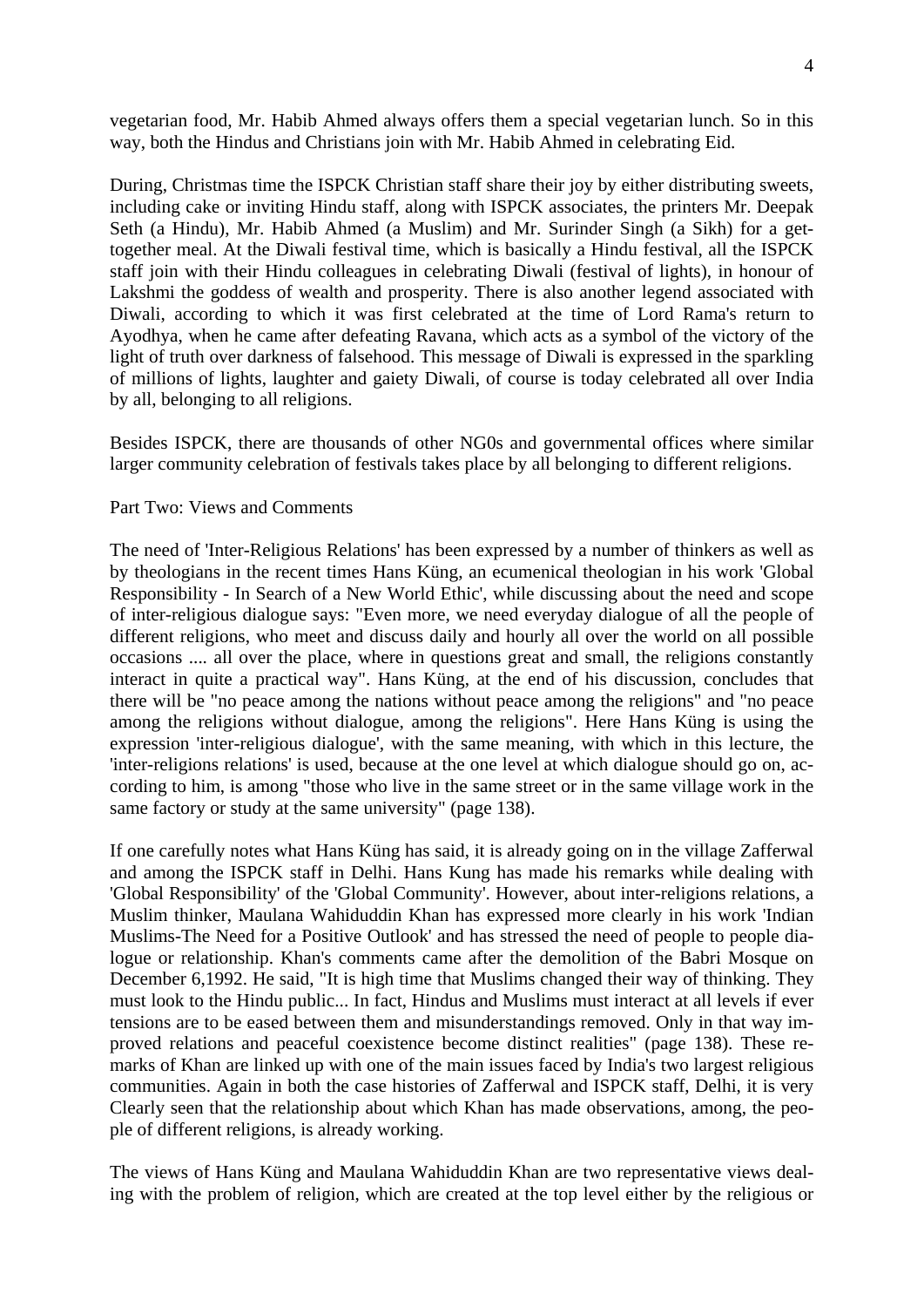vegetarian food, Mr. Habib Ahmed always offers them a special vegetarian lunch. So in this way, both the Hindus and Christians join with Mr. Habib Ahmed in celebrating Eid.

During, Christmas time the ISPCK Christian staff share their joy by either distributing sweets, including cake or inviting Hindu staff, along with ISPCK associates, the printers Mr. Deepak Seth (a Hindu), Mr. Habib Ahmed (a Muslim) and Mr. Surinder Singh (a Sikh) for a get-together meal. At the Diwali festival time, which is basically a Hindu festival, all the ISPCK staff join with their Hindu colleagues in celebrating Diwali (festival of lights), in honour of Lakshmi the goddess of wealth and prosperity. There is also another legend associated with Diwali, according to which it was first celebrated at the time of Lord Rama's return to Ayodhya, when he came after defeating Ravana, which acts as a symbol of the victory of the light of truth over darkness of falsehood. This message of Diwali is expressed in the sparkling of millions of lights, laughter and gaiety Diwali, of course is today celebrated all over India by all, belonging to all religions.

Besides ISPCK, there are thousands of other NG0s and governmental offices where similar larger community celebration of festivals takes place by all belonging to different religions.

Part Two: Views and Comments

The need of 'Inter-Religious Relations' has been expressed by a number of thinkers as well as by theologians in the recent times Hans Küng, an ecumenical theologian in his work 'Global Responsibility - In Search of a New World Ethic', while discussing about the need and scope of inter-religious dialogue says: "Even more, we need everyday dialogue of all the people of different religions, who meet and discuss daily and hourly all over the world on all possible occasions .... all over the place, where in questions great and small, the religions constantly interact in quite a practical way". Hans Küng, at the end of his discussion, concludes that there will be "no peace among the nations without peace among the religions" and "no peace among the religions without dialogue, among the religions". Here Hans Küng is using the expression 'inter-religious dialogue', with the same meaning, with which in this lecture, the 'inter-religions relations' is used, because at the one level at which dialogue should go on, according to him, is among "those who live in the same street or in the same village work in the same factory or study at the same university" (page 138).

If one carefully notes what Hans Küng has said, it is already going on in the village Zafferwal and among the ISPCK staff in Delhi. Hans Kung has made his remarks while dealing with 'Global Responsibility' of the 'Global Community'. However, about inter-religions relations, a Muslim thinker, Maulana Wahiduddin Khan has expressed more clearly in his work 'Indian Muslims-The Need for a Positive Outlook' and has stressed the need of people to people dialogue or relationship. Khan's comments came after the demolition of the Babri Mosque on December 6,1992. He said, "It is high time that Muslims changed their way of thinking. They must look to the Hindu public... In fact, Hindus and Muslims must interact at all levels if ever tensions are to be eased between them and misunderstandings removed. Only in that way improved relations and peaceful coexistence become distinct realities" (page 138). These remarks of Khan are linked up with one of the main issues faced by India's two largest religious communities. Again in both the case histories of Zafferwal and ISPCK staff, Delhi, it is very Clearly seen that the relationship about which Khan has made observations, among, the people of different religions, is already working.

The views of Hans Küng and Maulana Wahiduddin Khan are two representative views dealing with the problem of religion, which are created at the top level either by the religious or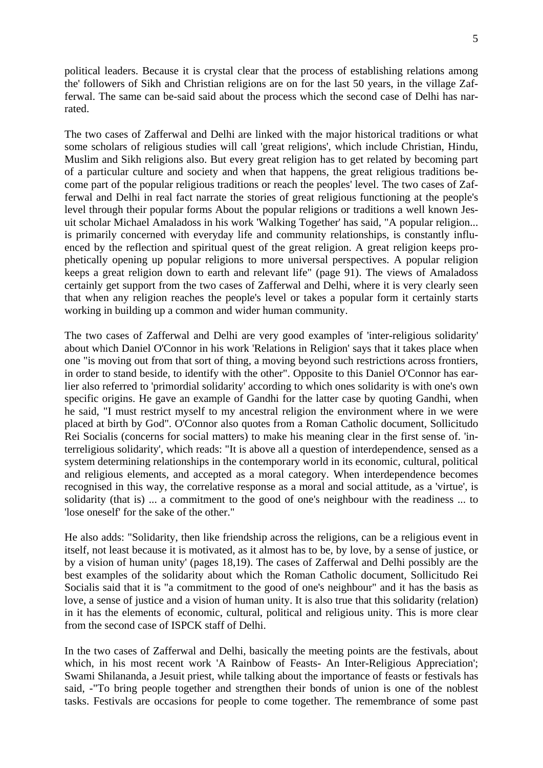political leaders. Because it is crystal clear that the process of establishing relations among the' followers of Sikh and Christian religions are on for the last 50 years, in the village Zafferwal. The same can be-said said about the process which the second case of Delhi has narrated.

The two cases of Zafferwal and Delhi are linked with the major historical traditions or what some scholars of religious studies will call 'great religions', which include Christian, Hindu, Muslim and Sikh religions also. But every great religion has to get related by becoming part of a particular culture and society and when that happens, the great religious traditions become part of the popular religious traditions or reach the peoples' level. The two cases of Zafferwal and Delhi in real fact narrate the stories of great religious functioning at the people's level through their popular forms About the popular religions or traditions a well known Jesuit scholar Michael Amaladoss in his work 'Walking Together' has said, "A popular religion... is primarily concerned with everyday life and community relationships, is constantly influenced by the reflection and spiritual quest of the great religion. A great religion keeps prophetically opening up popular religions to more universal perspectives. A popular religion keeps a great religion down to earth and relevant life" (page 91). The views of Amaladoss certainly get support from the two cases of Zafferwal and Delhi, where it is very clearly seen that when any religion reaches the people's level or takes a popular form it certainly starts working in building up a common and wider human community.

The two cases of Zafferwal and Delhi are very good examples of 'inter-religious solidarity' about which Daniel O'Connor in his work 'Relations in Religion' says that it takes place when one "is moving out from that sort of thing, a moving beyond such restrictions across frontiers, in order to stand beside, to identify with the other". Opposite to this Daniel O'Connor has earlier also referred to 'primordial solidarity' according to which ones solidarity is with one's own specific origins. He gave an example of Gandhi for the latter case by quoting Gandhi, when he said, "I must restrict myself to my ancestral religion the environment where in we were placed at birth by God". O'Connor also quotes from a Roman Catholic document, Sollicitudo Rei Socialis (concerns for social matters) to make his meaning clear in the first sense of. 'interreligious solidarity', which reads: "It is above all a question of interdependence, sensed as a system determining relationships in the contemporary world in its economic, cultural, political and religious elements, and accepted as a moral category. When interdependence becomes recognised in this way, the correlative response as a moral and social attitude, as a 'virtue', is solidarity (that is) ... a commitment to the good of one's neighbour with the readiness ... to 'lose oneself' for the sake of the other."

He also adds: "Solidarity, then like friendship across the religions, can be a religious event in itself, not least because it is motivated, as it almost has to be, by love, by a sense of justice, or by a vision of human unity' (pages 18,19). The cases of Zafferwal and Delhi possibly are the best examples of the solidarity about which the Roman Catholic document, Sollicitudo Rei Socialis said that it is "a commitment to the good of one's neighbour" and it has the basis as love, a sense of justice and a vision of human unity. It is also true that this solidarity (relation) in it has the elements of economic, cultural, political and religious unity. This is more clear from the second case of ISPCK staff of Delhi.

In the two cases of Zafferwal and Delhi, basically the meeting points are the festivals, about which, in his most recent work 'A Rainbow of Feasts- An Inter-Religious Appreciation'; Swami Shilananda, a Jesuit priest, while talking about the importance of feasts or festivals has said, -"To bring people together and strengthen their bonds of union is one of the noblest tasks. Festivals are occasions for people to come together. The remembrance of some past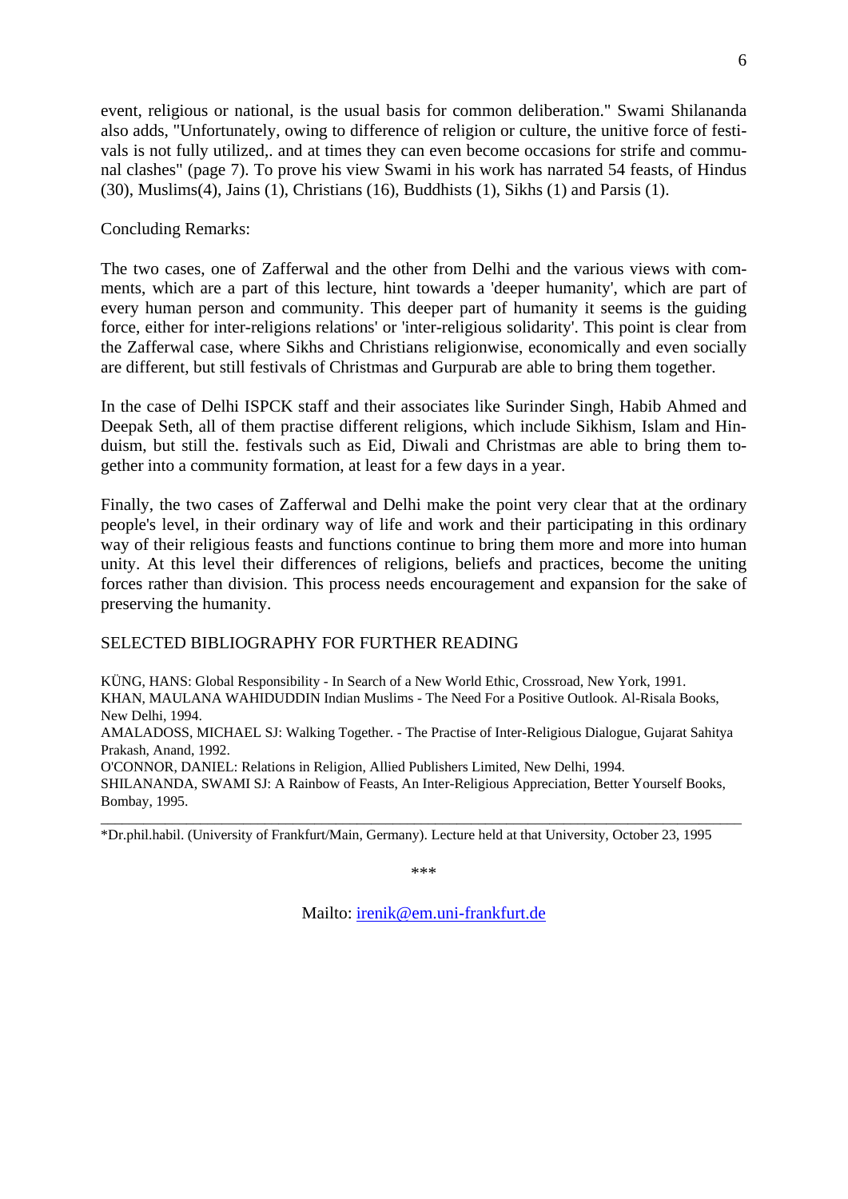event, religious or national, is the usual basis for common deliberation." Swami Shilananda also adds, "Unfortunately, owing to difference of religion or culture, the unitive force of festivals is not fully utilized,. and at times they can even become occasions for strife and communal clashes" (page 7). To prove his view Swami in his work has narrated 54 feasts, of Hindus (30), Muslims(4), Jains (1), Christians (16), Buddhists (1), Sikhs (1) and Parsis (1).

Concluding Remarks:

The two cases, one of Zafferwal and the other from Delhi and the various views with comments, which are a part of this lecture, hint towards a 'deeper humanity', which are part of every human person and community. This deeper part of humanity it seems is the guiding force, either for inter-religions relations' or 'inter-religious solidarity'. This point is clear from the Zafferwal case, where Sikhs and Christians religionwise, economically and even socially are different, but still festivals of Christmas and Gurpurab are able to bring them together.

In the case of Delhi ISPCK staff and their associates like Surinder Singh, Habib Ahmed and Deepak Seth, all of them practise different religions, which include Sikhism, Islam and Hinduism, but still the. festivals such as Eid, Diwali and Christmas are able to bring them together into a community formation, at least for a few days in a year.

Finally, the two cases of Zafferwal and Delhi make the point very clear that at the ordinary people's level, in their ordinary way of life and work and their participating in this ordinary way of their religious feasts and functions continue to bring them more and more into human unity. At this level their differences of religions, beliefs and practices, become the uniting forces rather than division. This process needs encouragement and expansion for the sake of preserving the humanity.

SELECTED BIBLIOGRAPHY FOR FURTHER READING

KÜNG, HANS: Global Responsibility - In Search of a New World Ethic, Crossroad, New York, 1991.
KHAN, MAULANA WAHIDUDDIN Indian Muslims - The Need For a Positive Outlook. Al-Risala Books, New Delhi, 1994.
AMALADOSS, MICHAEL SJ: Walking Together. - The Practise of Inter-Religious Dialogue, Gujarat Sahitya Prakash, Anand, 1992.
O'CONNOR, DANIEL: Relations in Religion, Allied Publishers Limited, New Delhi, 1994.
SHILANANDA, SWAMI SJ: A Rainbow of Feasts, An Inter-Religious Appreciation, Better Yourself Books, Bombay, 1995.

---

*Dr.phil.habil. (University of Frankfurt/Main, Germany). Lecture held at that University, October 23, 1995

***

Mailto: irenik@em.uni-frankfurt.de